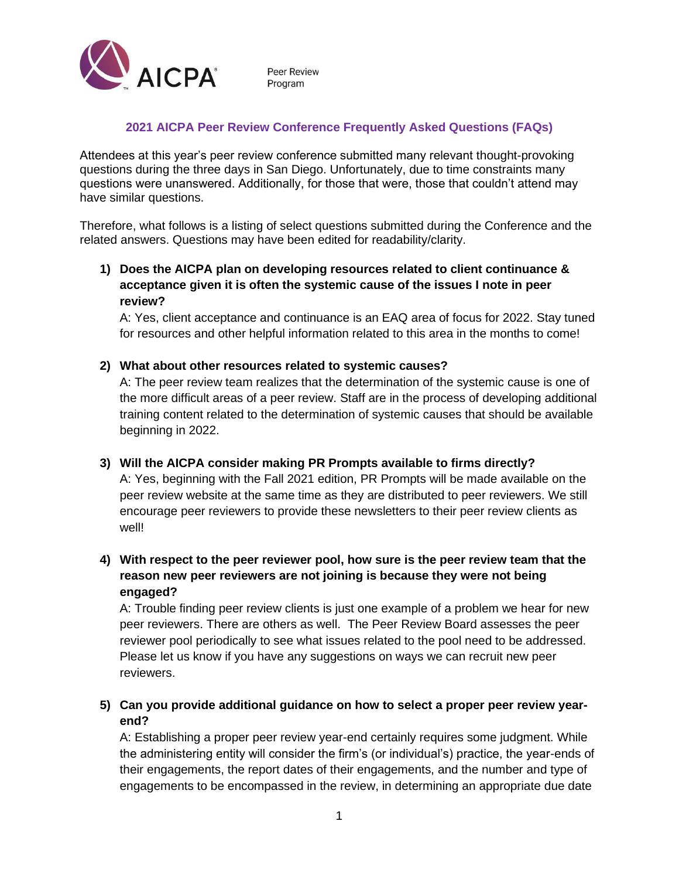AICPA Peer Review Program

# 2021 AICPA Peer Review Conference Frequently Asked Questions (FAQs)

Attendees at this year's peer review conference submitted many relevant thought-provoking questions during the three days in San Diego. Unfortunately, due to time constraints many questions were unanswered. Additionally, for those that were, those that couldn't attend may have similar questions.

Therefore, what follows is a listing of select questions submitted during the Conference and the related answers. Questions may have been edited for readability/clarity.

1) **Does the AICPA plan on developing resources related to client continuance & acceptance given it is often the systemic cause of the issues I note in peer review?**

   A: Yes, client acceptance and continuance is an EAQ area of focus for 2022. Stay tuned for resources and other helpful information related to this area in the months to come!

2) **What about other resources related to systemic causes?**

   A: The peer review team realizes that the determination of the systemic cause is one of the more difficult areas of a peer review. Staff are in the process of developing additional training content related to the determination of systemic causes that should be available beginning in 2022.

3) **Will the AICPA consider making PR Prompts available to firms directly?**

   A: Yes, beginning with the Fall 2021 edition, PR Prompts will be made available on the peer review website at the same time as they are distributed to peer reviewers. We still encourage peer reviewers to provide these newsletters to their peer review clients as well!

4) **With respect to the peer reviewer pool, how sure is the peer review team that the reason new peer reviewers are not joining is because they were not being engaged?**

   A: Trouble finding peer review clients is just one example of a problem we hear for new peer reviewers. There are others as well. The Peer Review Board assesses the peer reviewer pool periodically to see what issues related to the pool need to be addressed. Please let us know if you have any suggestions on ways we can recruit new peer reviewers.

5) **Can you provide additional guidance on how to select a proper peer review year-end?**

   A: Establishing a proper peer review year-end certainly requires some judgment. While the administering entity will consider the firm's (or individual's) practice, the year-ends of their engagements, the report dates of their engagements, and the number and type of engagements to be encompassed in the review, in determining an appropriate due date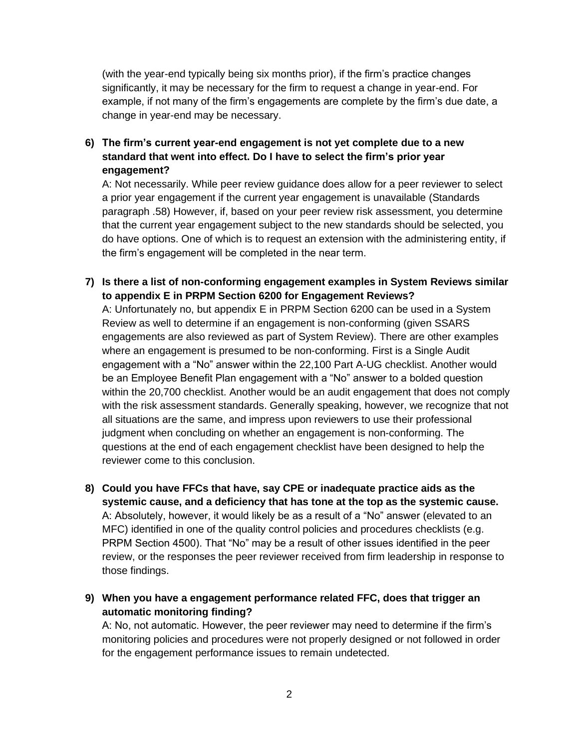(with the year-end typically being six months prior), if the firm's practice changes significantly, it may be necessary for the firm to request a change in year-end. For example, if not many of the firm's engagements are complete by the firm's due date, a change in year-end may be necessary.

6) **The firm's current year-end engagement is not yet complete due to a new standard that went into effect. Do I have to select the firm's prior year engagement?**
A: Not necessarily. While peer review guidance does allow for a peer reviewer to select a prior year engagement if the current year engagement is unavailable (Standards paragraph .58) However, if, based on your peer review risk assessment, you determine that the current year engagement subject to the new standards should be selected, you do have options. One of which is to request an extension with the administering entity, if the firm's engagement will be completed in the near term.

7) **Is there a list of non-conforming engagement examples in System Reviews similar to appendix E in PRPM Section 6200 for Engagement Reviews?**
A: Unfortunately no, but appendix E in PRPM Section 6200 can be used in a System Review as well to determine if an engagement is non-conforming (given SSARS engagements are also reviewed as part of System Review). There are other examples where an engagement is presumed to be non-conforming. First is a Single Audit engagement with a "No" answer within the 22,100 Part A-UG checklist. Another would be an Employee Benefit Plan engagement with a "No" answer to a bolded question within the 20,700 checklist. Another would be an audit engagement that does not comply with the risk assessment standards. Generally speaking, however, we recognize that not all situations are the same, and impress upon reviewers to use their professional judgment when concluding on whether an engagement is non-conforming. The questions at the end of each engagement checklist have been designed to help the reviewer come to this conclusion.

8) **Could you have FFCs that have, say CPE or inadequate practice aids as the systemic cause, and a deficiency that has tone at the top as the systemic cause.**
A: Absolutely, however, it would likely be as a result of a "No" answer (elevated to an MFC) identified in one of the quality control policies and procedures checklists (e.g. PRPM Section 4500). That "No" may be a result of other issues identified in the peer review, or the responses the peer reviewer received from firm leadership in response to those findings.

9) **When you have a engagement performance related FFC, does that trigger an automatic monitoring finding?**
A: No, not automatic. However, the peer reviewer may need to determine if the firm's monitoring policies and procedures were not properly designed or not followed in order for the engagement performance issues to remain undetected.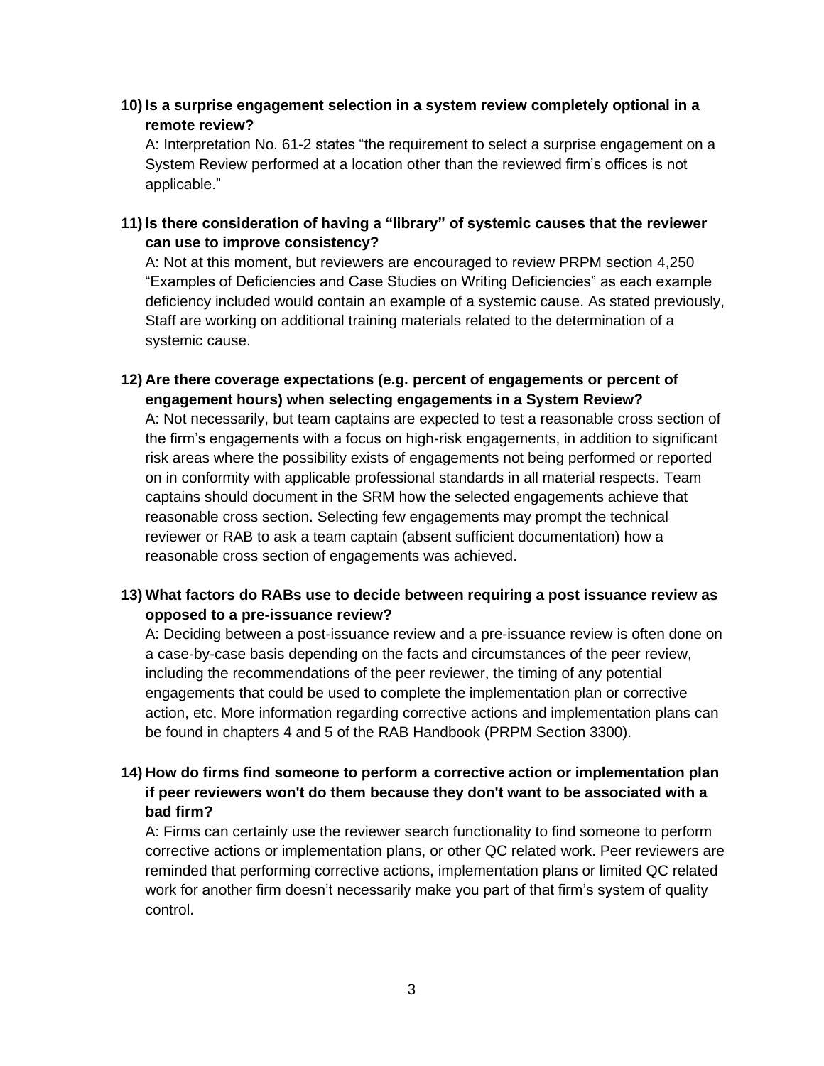10) **Is a surprise engagement selection in a system review completely optional in a remote review?**

A: Interpretation No. 61-2 states "the requirement to select a surprise engagement on a System Review performed at a location other than the reviewed firm's offices is not applicable."

11) **Is there consideration of having a "library" of systemic causes that the reviewer can use to improve consistency?**

A: Not at this moment, but reviewers are encouraged to review PRPM section 4,250 "Examples of Deficiencies and Case Studies on Writing Deficiencies" as each example deficiency included would contain an example of a systemic cause. As stated previously, Staff are working on additional training materials related to the determination of a systemic cause.

12) **Are there coverage expectations (e.g. percent of engagements or percent of engagement hours) when selecting engagements in a System Review?**

A: Not necessarily, but team captains are expected to test a reasonable cross section of the firm's engagements with a focus on high-risk engagements, in addition to significant risk areas where the possibility exists of engagements not being performed or reported on in conformity with applicable professional standards in all material respects. Team captains should document in the SRM how the selected engagements achieve that reasonable cross section. Selecting few engagements may prompt the technical reviewer or RAB to ask a team captain (absent sufficient documentation) how a reasonable cross section of engagements was achieved.

13) **What factors do RABs use to decide between requiring a post issuance review as opposed to a pre-issuance review?**

A: Deciding between a post-issuance review and a pre-issuance review is often done on a case-by-case basis depending on the facts and circumstances of the peer review, including the recommendations of the peer reviewer, the timing of any potential engagements that could be used to complete the implementation plan or corrective action, etc. More information regarding corrective actions and implementation plans can be found in chapters 4 and 5 of the RAB Handbook (PRPM Section 3300).

14) **How do firms find someone to perform a corrective action or implementation plan if peer reviewers won't do them because they don't want to be associated with a bad firm?**

A: Firms can certainly use the reviewer search functionality to find someone to perform corrective actions or implementation plans, or other QC related work. Peer reviewers are reminded that performing corrective actions, implementation plans or limited QC related work for another firm doesn't necessarily make you part of that firm's system of quality control.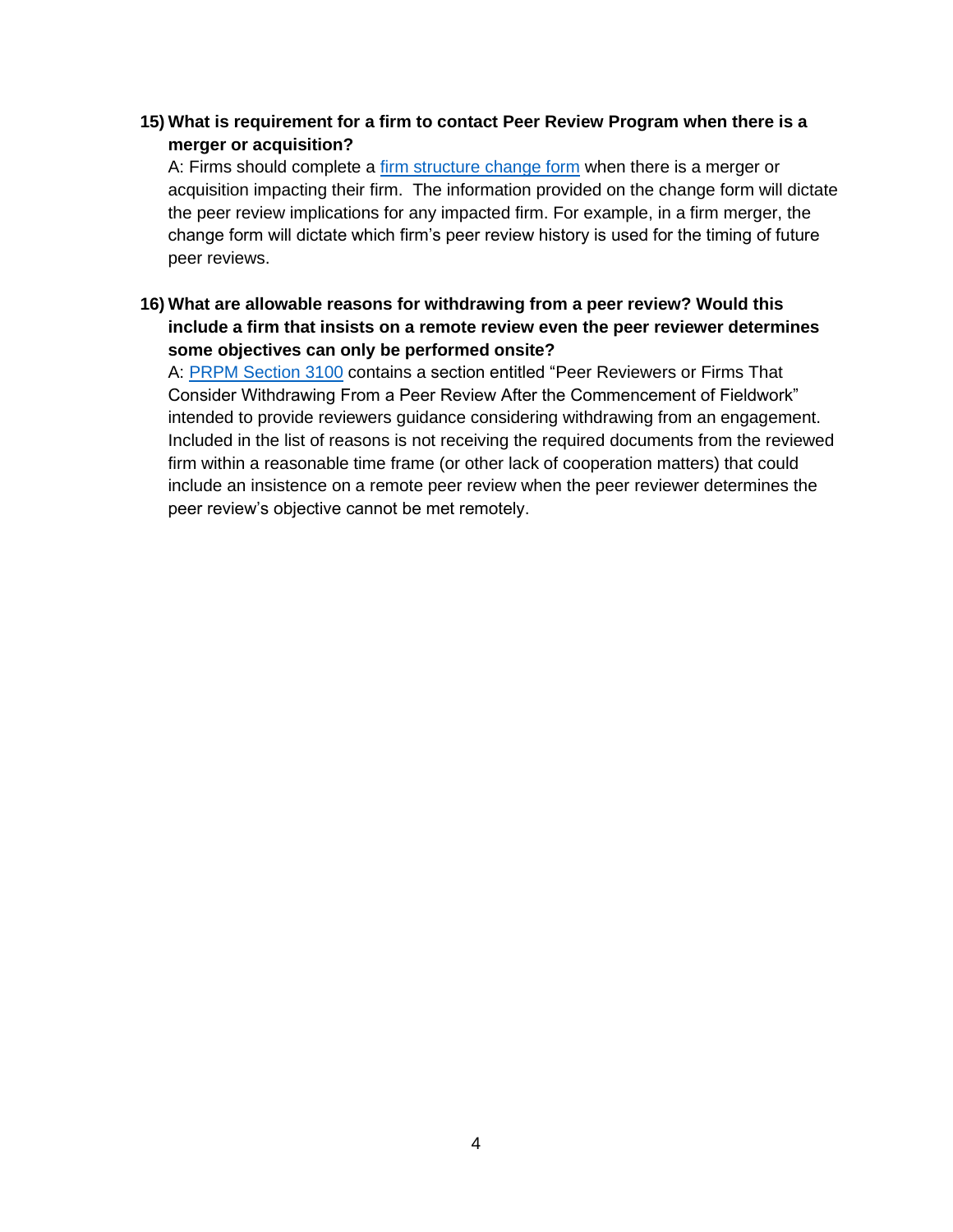**15) What is requirement for a firm to contact Peer Review Program when there is a merger or acquisition?**

A: Firms should complete a [firm structure change form]() when there is a merger or acquisition impacting their firm. The information provided on the change form will dictate the peer review implications for any impacted firm. For example, in a firm merger, the change form will dictate which firm's peer review history is used for the timing of future peer reviews.

**16) What are allowable reasons for withdrawing from a peer review? Would this include a firm that insists on a remote review even the peer reviewer determines some objectives can only be performed onsite?**

A: [PRPM Section 3100]() contains a section entitled "Peer Reviewers or Firms That Consider Withdrawing From a Peer Review After the Commencement of Fieldwork" intended to provide reviewers guidance considering withdrawing from an engagement. Included in the list of reasons is not receiving the required documents from the reviewed firm within a reasonable time frame (or other lack of cooperation matters) that could include an insistence on a remote peer review when the peer reviewer determines the peer review's objective cannot be met remotely.